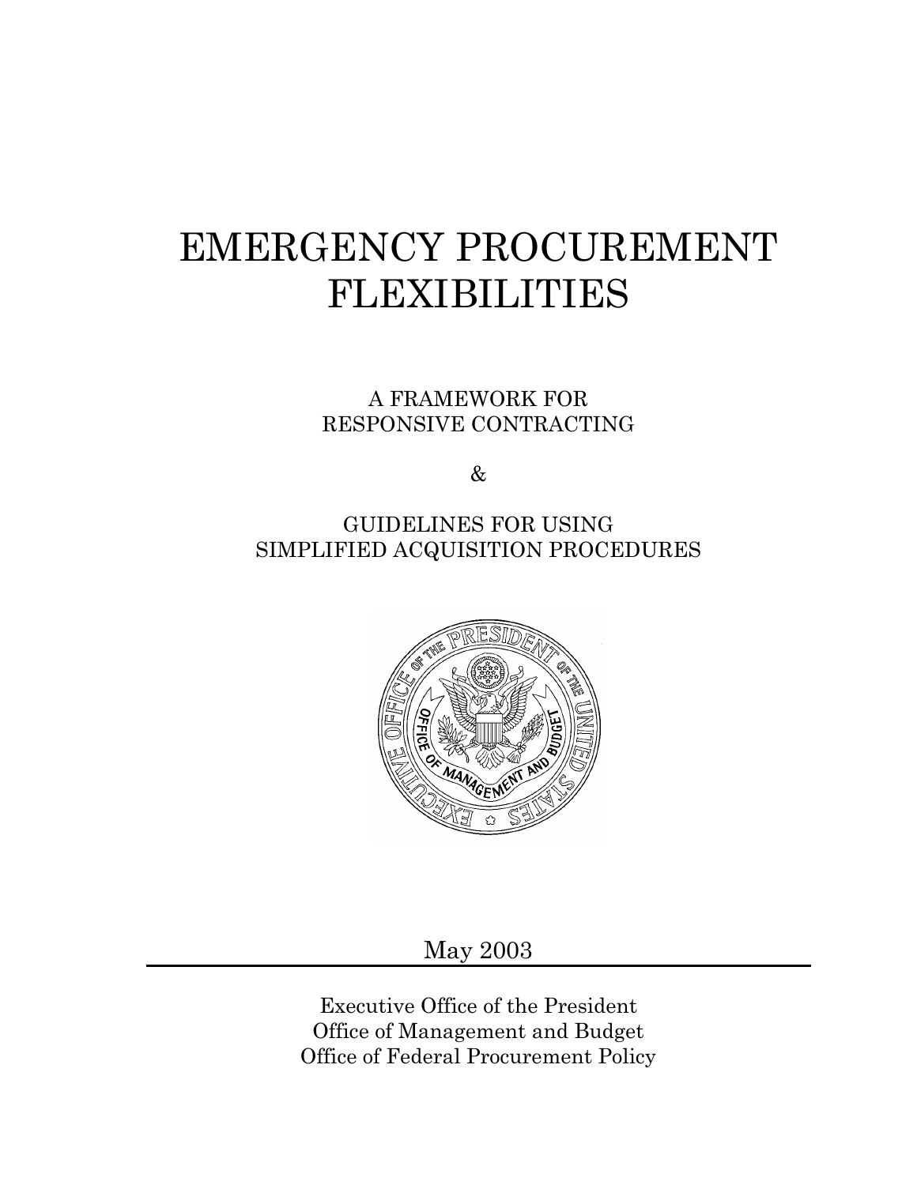# EMERGENCY PROCUREMENT FLEXIBILITIES

A FRAMEWORK FOR RESPONSIVE CONTRACTING

&

GUIDELINES FOR USING SIMPLIFIED ACQUISITION PROCEDURES

May 2003

Executive Office of the President
Office of Management and Budget
Office of Federal Procurement Policy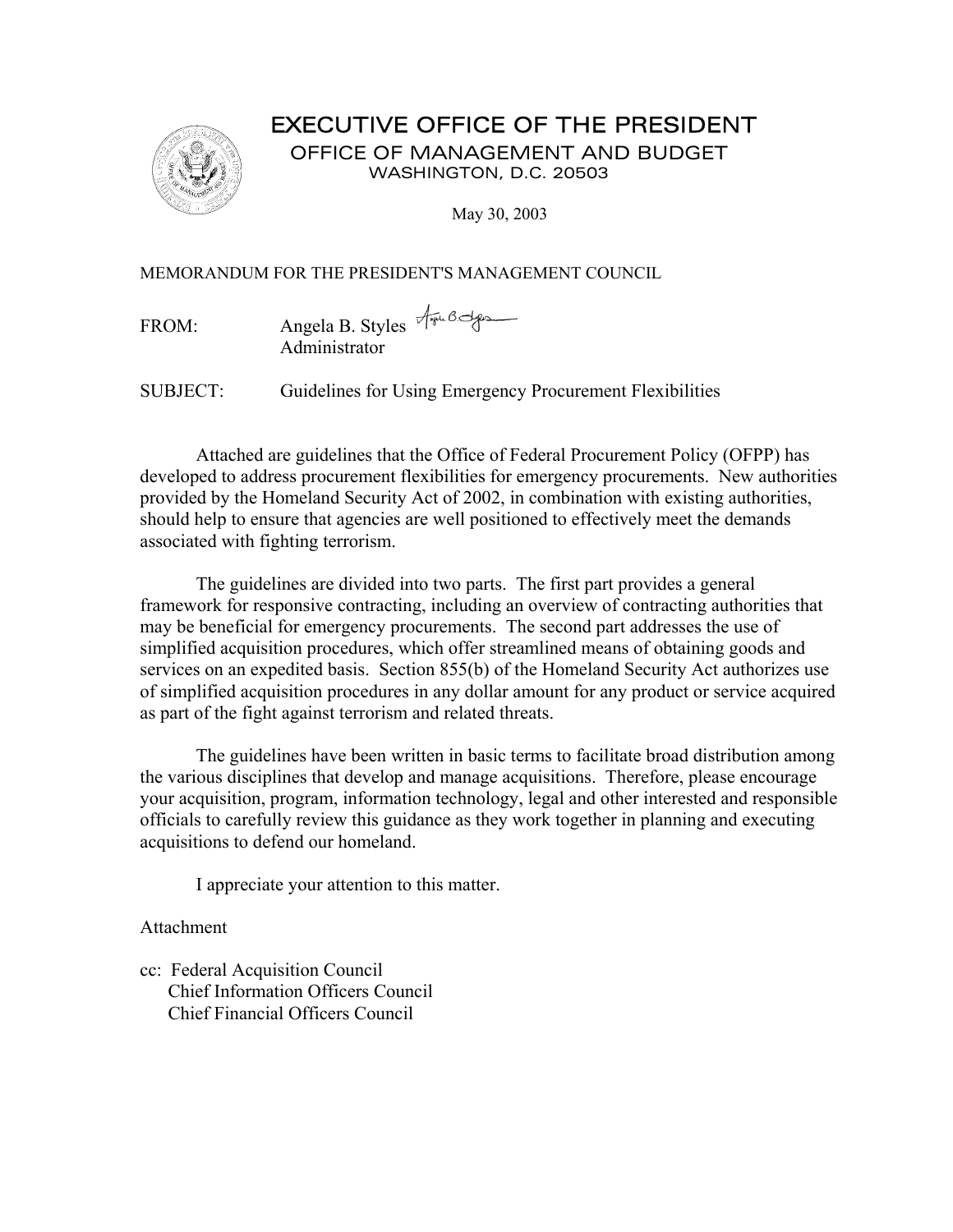# EXECUTIVE OFFICE OF THE PRESIDENT

## OFFICE OF MANAGEMENT AND BUDGET

WASHINGTON, D.C. 20503

May 30, 2003

MEMORANDUM FOR THE PRESIDENT'S MANAGEMENT COUNCIL

FROM: Angela B. Styles
Administrator

SUBJECT: Guidelines for Using Emergency Procurement Flexibilities

Attached are guidelines that the Office of Federal Procurement Policy (OFPP) has developed to address procurement flexibilities for emergency procurements. New authorities provided by the Homeland Security Act of 2002, in combination with existing authorities, should help to ensure that agencies are well positioned to effectively meet the demands associated with fighting terrorism.

The guidelines are divided into two parts. The first part provides a general framework for responsive contracting, including an overview of contracting authorities that may be beneficial for emergency procurements. The second part addresses the use of simplified acquisition procedures, which offer streamlined means of obtaining goods and services on an expedited basis. Section 855(b) of the Homeland Security Act authorizes use of simplified acquisition procedures in any dollar amount for any product or service acquired as part of the fight against terrorism and related threats.

The guidelines have been written in basic terms to facilitate broad distribution among the various disciplines that develop and manage acquisitions. Therefore, please encourage your acquisition, program, information technology, legal and other interested and responsible officials to carefully review this guidance as they work together in planning and executing acquisitions to defend our homeland.

I appreciate your attention to this matter.

Attachment

cc: Federal Acquisition Council
Chief Information Officers Council
Chief Financial Officers Council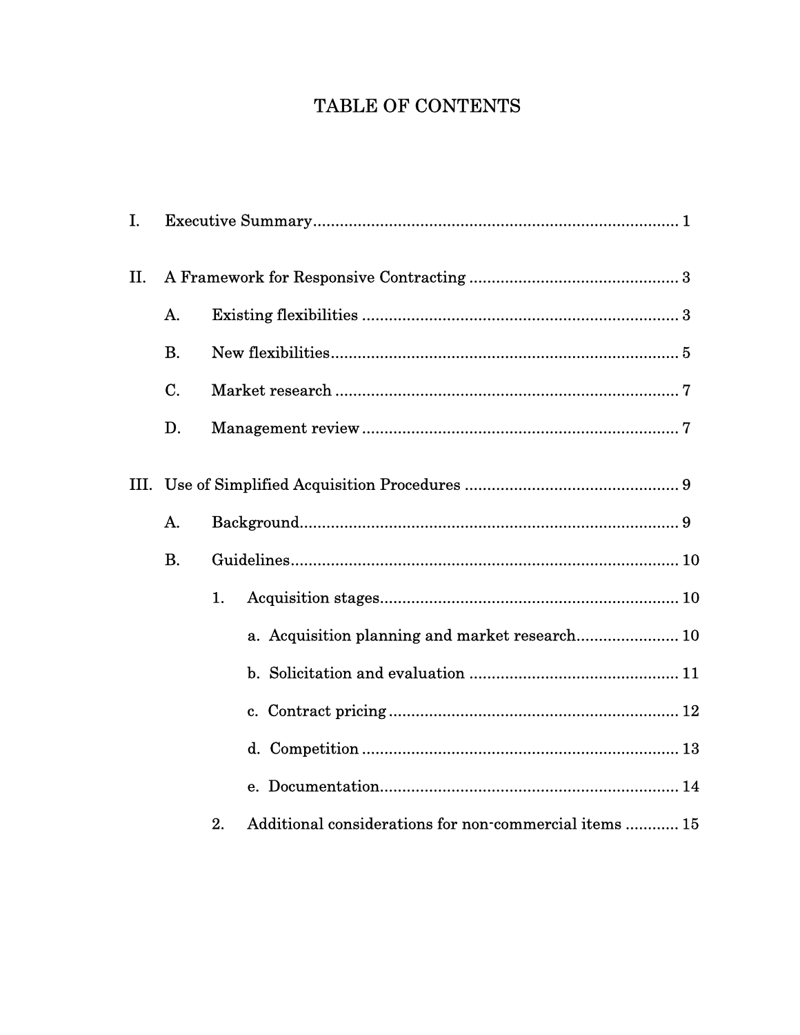# TABLE OF CONTENTS

I. Executive Summary .......... 1

II. A Framework for Responsive Contracting .......... 3

- A. Existing flexibilities .......... 3
- B. New flexibilities .......... 5
- C. Market research .......... 7
- D. Management review .......... 7

III. Use of Simplified Acquisition Procedures .......... 9

- A. Background .......... 9
- B. Guidelines .......... 10
  - 1. Acquisition stages .......... 10
    - a. Acquisition planning and market research .......... 10
    - b. Solicitation and evaluation .......... 11
    - c. Contract pricing .......... 12
    - d. Competition .......... 13
    - e. Documentation .......... 14
  - 2. Additional considerations for non-commercial items .......... 15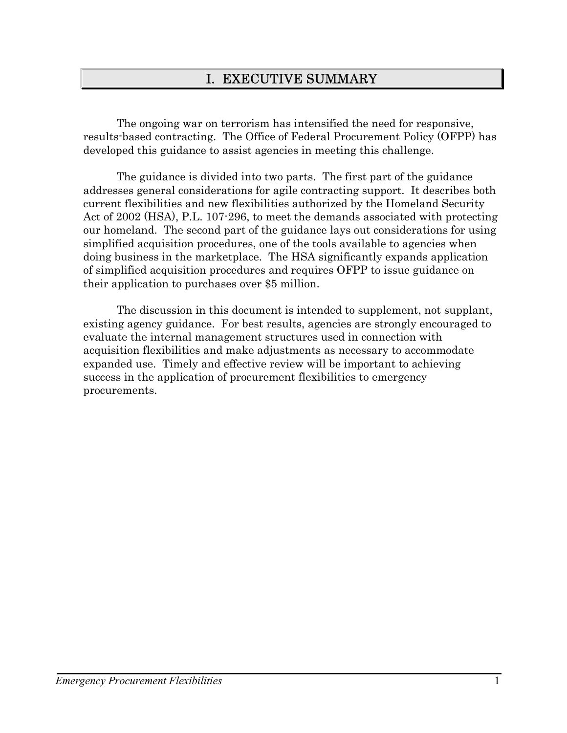# I. EXECUTIVE SUMMARY

The ongoing war on terrorism has intensified the need for responsive, results-based contracting. The Office of Federal Procurement Policy (OFPP) has developed this guidance to assist agencies in meeting this challenge.

The guidance is divided into two parts. The first part of the guidance addresses general considerations for agile contracting support. It describes both current flexibilities and new flexibilities authorized by the Homeland Security Act of 2002 (HSA), P.L. 107-296, to meet the demands associated with protecting our homeland. The second part of the guidance lays out considerations for using simplified acquisition procedures, one of the tools available to agencies when doing business in the marketplace. The HSA significantly expands application of simplified acquisition procedures and requires OFPP to issue guidance on their application to purchases over $5 million.

The discussion in this document is intended to supplement, not supplant, existing agency guidance. For best results, agencies are strongly encouraged to evaluate the internal management structures used in connection with acquisition flexibilities and make adjustments as necessary to accommodate expanded use. Timely and effective review will be important to achieving success in the application of procurement flexibilities to emergency procurements.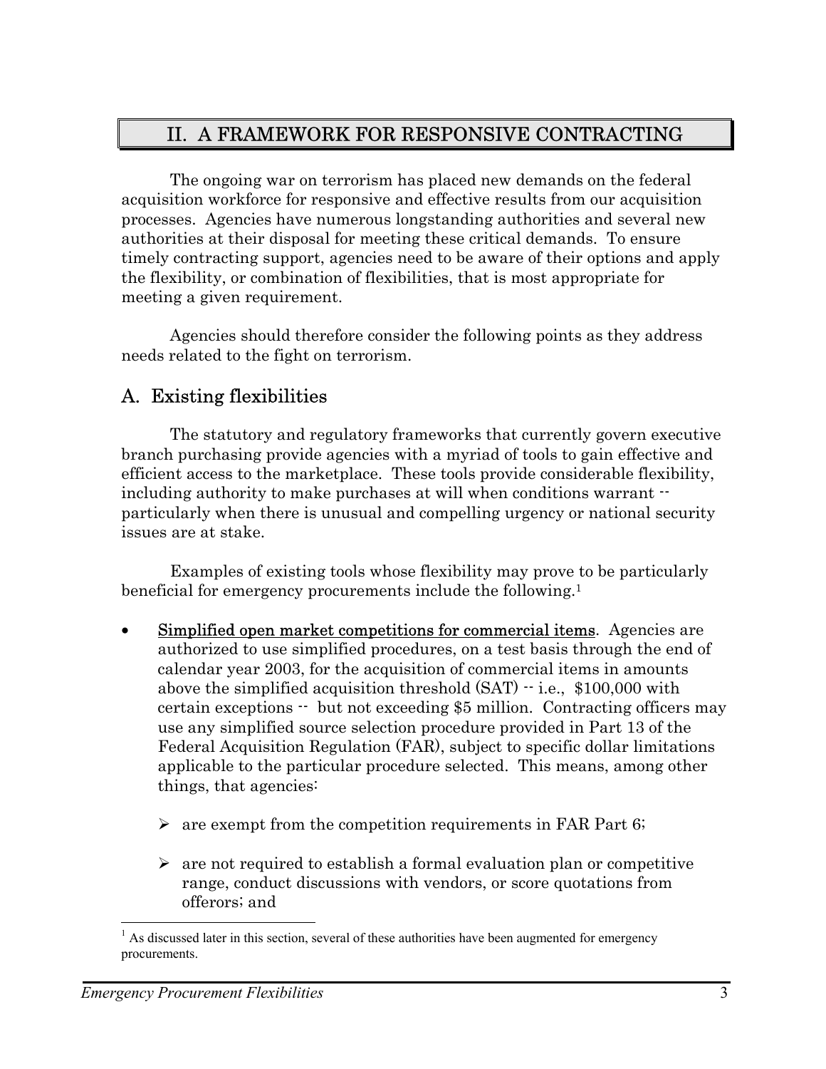## II. A FRAMEWORK FOR RESPONSIVE CONTRACTING

The ongoing war on terrorism has placed new demands on the federal acquisition workforce for responsive and effective results from our acquisition processes. Agencies have numerous longstanding authorities and several new authorities at their disposal for meeting these critical demands. To ensure timely contracting support, agencies need to be aware of their options and apply the flexibility, or combination of flexibilities, that is most appropriate for meeting a given requirement.

Agencies should therefore consider the following points as they address needs related to the fight on terrorism.

### A. Existing flexibilities

The statutory and regulatory frameworks that currently govern executive branch purchasing provide agencies with a myriad of tools to gain effective and efficient access to the marketplace. These tools provide considerable flexibility, including authority to make purchases at will when conditions warrant -- particularly when there is unusual and compelling urgency or national security issues are at stake.

Examples of existing tools whose flexibility may prove to be particularly beneficial for emergency procurements include the following.[1]

- <u>Simplified open market competitions for commercial items</u>. Agencies are authorized to use simplified procedures, on a test basis through the end of calendar year 2003, for the acquisition of commercial items in amounts above the simplified acquisition threshold (SAT) -- i.e., $100,000 with certain exceptions -- but not exceeding $5 million. Contracting officers may use any simplified source selection procedure provided in Part 13 of the Federal Acquisition Regulation (FAR), subject to specific dollar limitations applicable to the particular procedure selected. This means, among other things, that agencies:
  - are exempt from the competition requirements in FAR Part 6;
  - are not required to establish a formal evaluation plan or competitive range, conduct discussions with vendors, or score quotations from offerors; and

[1] As discussed later in this section, several of these authorities have been augmented for emergency procurements.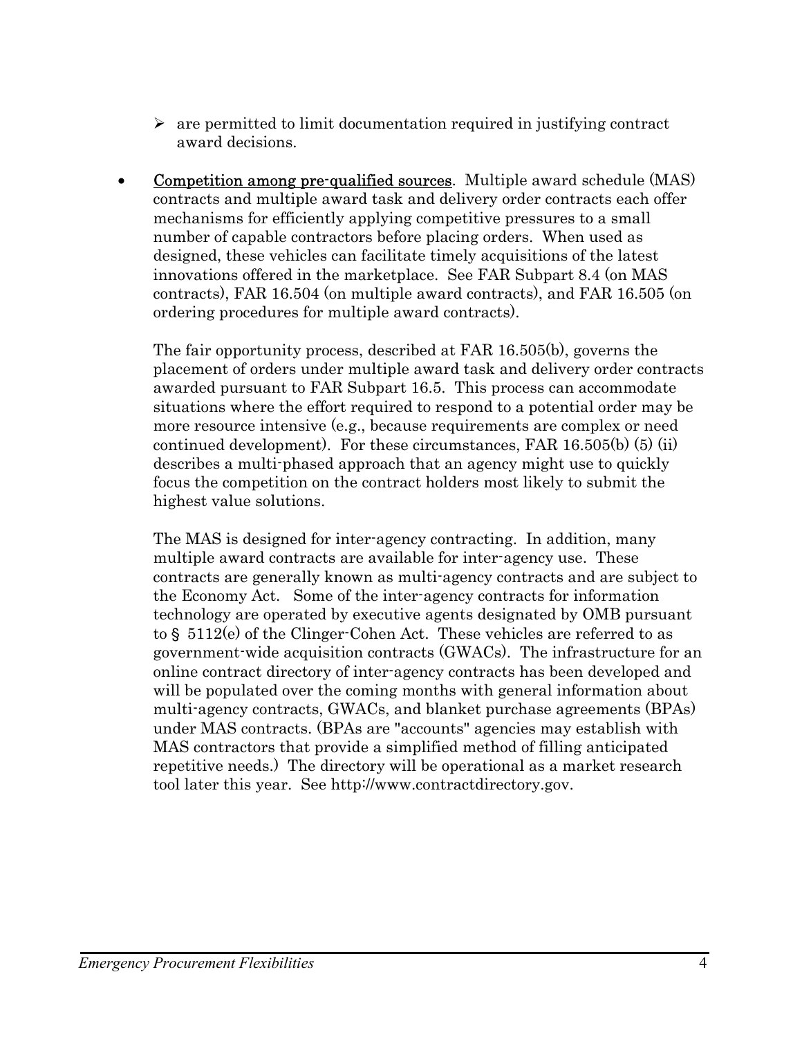- are permitted to limit documentation required in justifying contract award decisions.

- Competition among pre-qualified sources. Multiple award schedule (MAS) contracts and multiple award task and delivery order contracts each offer mechanisms for efficiently applying competitive pressures to a small number of capable contractors before placing orders. When used as designed, these vehicles can facilitate timely acquisitions of the latest innovations offered in the marketplace. See FAR Subpart 8.4 (on MAS contracts), FAR 16.504 (on multiple award contracts), and FAR 16.505 (on ordering procedures for multiple award contracts).

  The fair opportunity process, described at FAR 16.505(b), governs the placement of orders under multiple award task and delivery order contracts awarded pursuant to FAR Subpart 16.5. This process can accommodate situations where the effort required to respond to a potential order may be more resource intensive (e.g., because requirements are complex or need continued development). For these circumstances, FAR 16.505(b) (5) (ii) describes a multi-phased approach that an agency might use to quickly focus the competition on the contract holders most likely to submit the highest value solutions.

  The MAS is designed for inter-agency contracting. In addition, many multiple award contracts are available for inter-agency use. These contracts are generally known as multi-agency contracts and are subject to the Economy Act. Some of the inter-agency contracts for information technology are operated by executive agents designated by OMB pursuant to § 5112(e) of the Clinger-Cohen Act. These vehicles are referred to as government-wide acquisition contracts (GWACs). The infrastructure for an online contract directory of inter-agency contracts has been developed and will be populated over the coming months with general information about multi-agency contracts, GWACs, and blanket purchase agreements (BPAs) under MAS contracts. (BPAs are "accounts" agencies may establish with MAS contractors that provide a simplified method of filling anticipated repetitive needs.) The directory will be operational as a market research tool later this year. See http://www.contractdirectory.gov.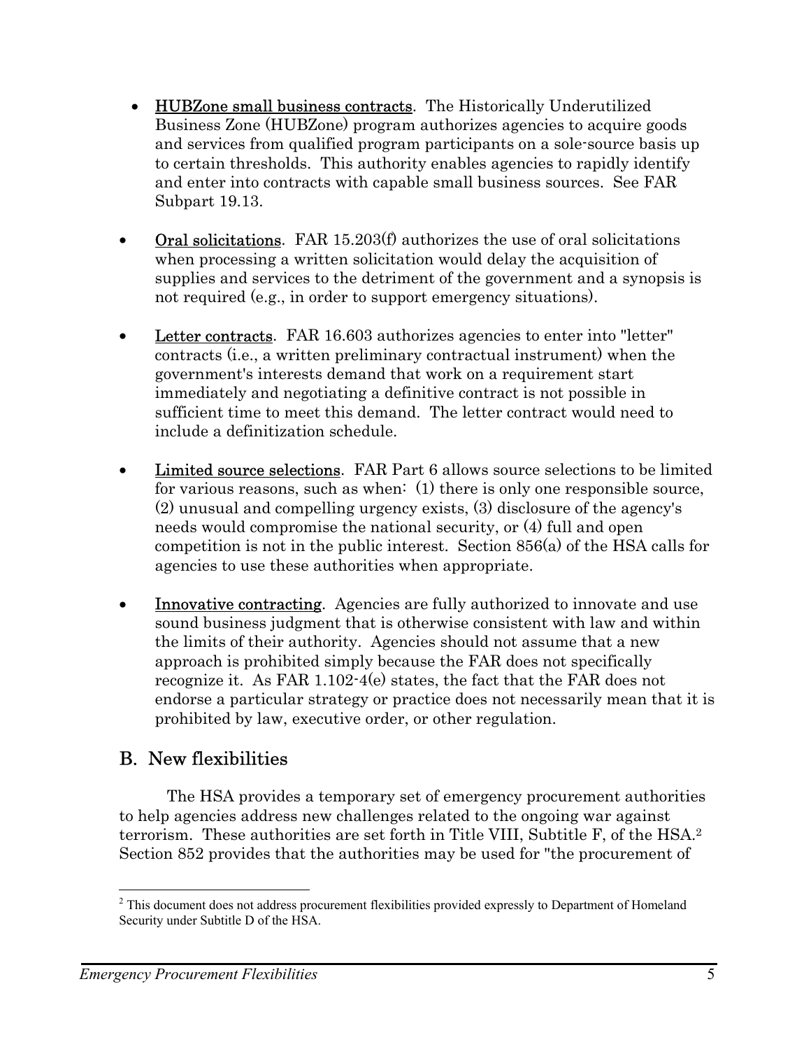- **HUBZone small business contracts**. The Historically Underutilized Business Zone (HUBZone) program authorizes agencies to acquire goods and services from qualified program participants on a sole-source basis up to certain thresholds. This authority enables agencies to rapidly identify and enter into contracts with capable small business sources. See FAR Subpart 19.13.

- **Oral solicitations**. FAR 15.203(f) authorizes the use of oral solicitations when processing a written solicitation would delay the acquisition of supplies and services to the detriment of the government and a synopsis is not required (e.g., in order to support emergency situations).

- **Letter contracts**. FAR 16.603 authorizes agencies to enter into "letter" contracts (i.e., a written preliminary contractual instrument) when the government's interests demand that work on a requirement start immediately and negotiating a definitive contract is not possible in sufficient time to meet this demand. The letter contract would need to include a definitization schedule.

- **Limited source selections**. FAR Part 6 allows source selections to be limited for various reasons, such as when: (1) there is only one responsible source, (2) unusual and compelling urgency exists, (3) disclosure of the agency's needs would compromise the national security, or (4) full and open competition is not in the public interest. Section 856(a) of the HSA calls for agencies to use these authorities when appropriate.

- **Innovative contracting**. Agencies are fully authorized to innovate and use sound business judgment that is otherwise consistent with law and within the limits of their authority. Agencies should not assume that a new approach is prohibited simply because the FAR does not specifically recognize it. As FAR 1.102-4(e) states, the fact that the FAR does not endorse a particular strategy or practice does not necessarily mean that it is prohibited by law, executive order, or other regulation.

## B. New flexibilities

The HSA provides a temporary set of emergency procurement authorities to help agencies address new challenges related to the ongoing war against terrorism. These authorities are set forth in Title VIII, Subtitle F, of the HSA.[2] Section 852 provides that the authorities may be used for "the procurement of

[2] This document does not address procurement flexibilities provided expressly to Department of Homeland Security under Subtitle D of the HSA.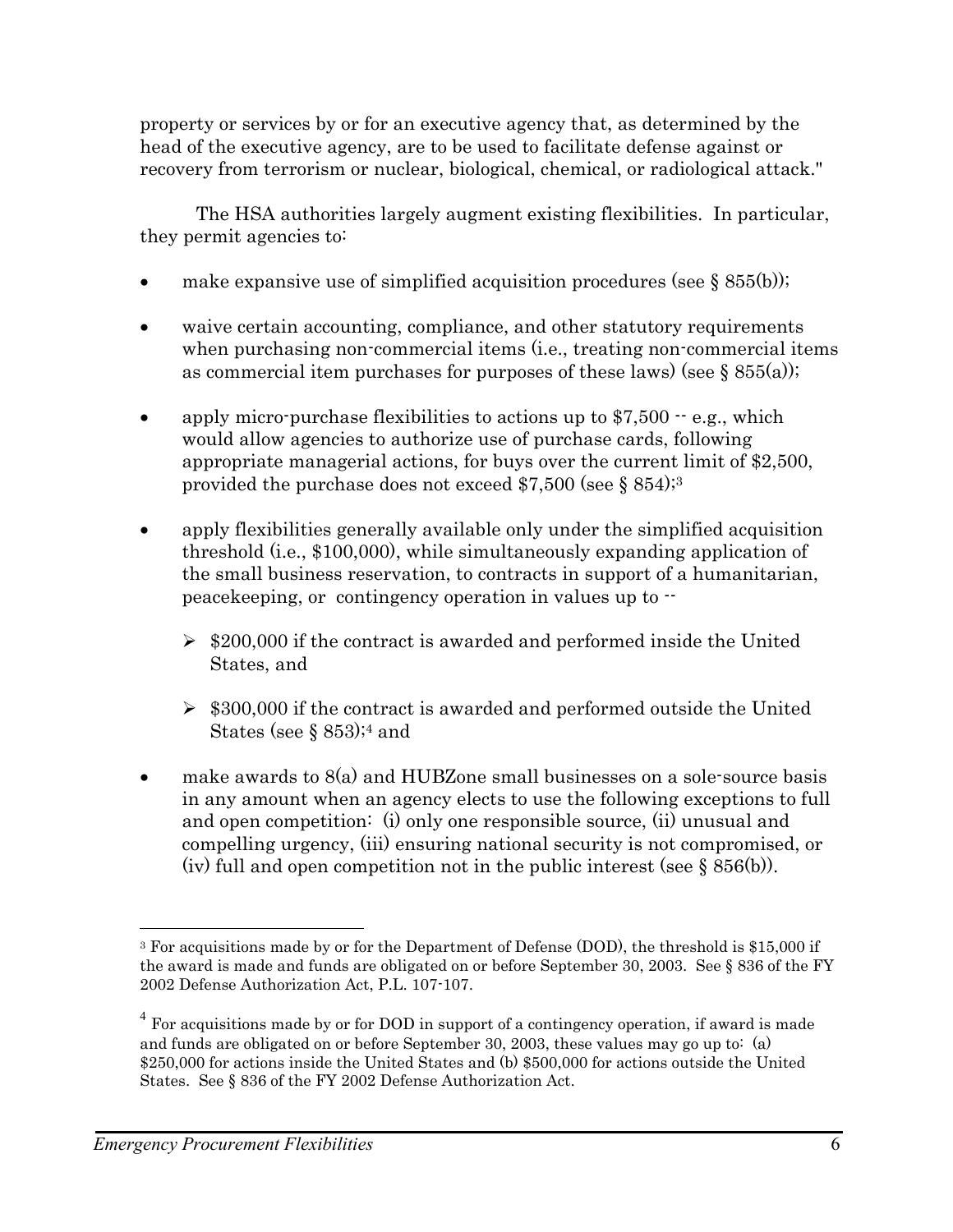property or services by or for an executive agency that, as determined by the head of the executive agency, are to be used to facilitate defense against or recovery from terrorism or nuclear, biological, chemical, or radiological attack."

The HSA authorities largely augment existing flexibilities. In particular, they permit agencies to:

- make expansive use of simplified acquisition procedures (see § 855(b));
- waive certain accounting, compliance, and other statutory requirements when purchasing non-commercial items (i.e., treating non-commercial items as commercial item purchases for purposes of these laws) (see § 855(a));
- apply micro-purchase flexibilities to actions up to $7,500 -- e.g., which would allow agencies to authorize use of purchase cards, following appropriate managerial actions, for buys over the current limit of $2,500, provided the purchase does not exceed $7,500 (see § 854);[3]
- apply flexibilities generally available only under the simplified acquisition threshold (i.e., $100,000), while simultaneously expanding application of the small business reservation, to contracts in support of a humanitarian, peacekeeping, or contingency operation in values up to --
  - $200,000 if the contract is awarded and performed inside the United States, and
  - $300,000 if the contract is awarded and performed outside the United States (see § 853);[4] and
- make awards to 8(a) and HUBZone small businesses on a sole-source basis in any amount when an agency elects to use the following exceptions to full and open competition: (i) only one responsible source, (ii) unusual and compelling urgency, (iii) ensuring national security is not compromised, or (iv) full and open competition not in the public interest (see § 856(b)).

---

[3] For acquisitions made by or for the Department of Defense (DOD), the threshold is $15,000 if the award is made and funds are obligated on or before September 30, 2003. See § 836 of the FY 2002 Defense Authorization Act, P.L. 107-107.

[4] For acquisitions made by or for DOD in support of a contingency operation, if award is made and funds are obligated on or before September 30, 2003, these values may go up to: (a) $250,000 for actions inside the United States and (b) $500,000 for actions outside the United States. See § 836 of the FY 2002 Defense Authorization Act.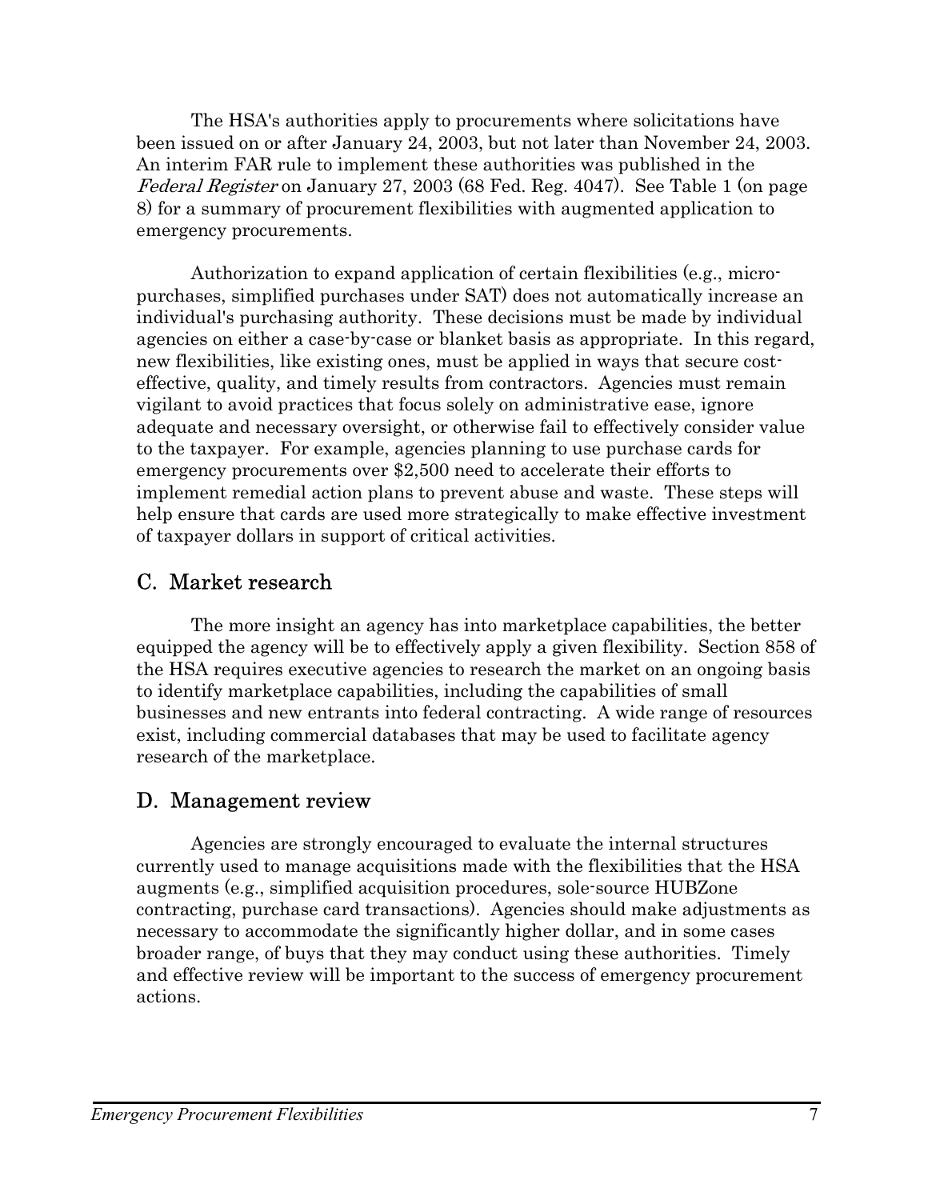The HSA's authorities apply to procurements where solicitations have been issued on or after January 24, 2003, but not later than November 24, 2003. An interim FAR rule to implement these authorities was published in the *Federal Register* on January 27, 2003 (68 Fed. Reg. 4047). See Table 1 (on page 8) for a summary of procurement flexibilities with augmented application to emergency procurements.

Authorization to expand application of certain flexibilities (e.g., micro-purchases, simplified purchases under SAT) does not automatically increase an individual's purchasing authority. These decisions must be made by individual agencies on either a case-by-case or blanket basis as appropriate. In this regard, new flexibilities, like existing ones, must be applied in ways that secure cost-effective, quality, and timely results from contractors. Agencies must remain vigilant to avoid practices that focus solely on administrative ease, ignore adequate and necessary oversight, or otherwise fail to effectively consider value to the taxpayer. For example, agencies planning to use purchase cards for emergency procurements over $2,500 need to accelerate their efforts to implement remedial action plans to prevent abuse and waste. These steps will help ensure that cards are used more strategically to make effective investment of taxpayer dollars in support of critical activities.

## C. Market research

The more insight an agency has into marketplace capabilities, the better equipped the agency will be to effectively apply a given flexibility. Section 858 of the HSA requires executive agencies to research the market on an ongoing basis to identify marketplace capabilities, including the capabilities of small businesses and new entrants into federal contracting. A wide range of resources exist, including commercial databases that may be used to facilitate agency research of the marketplace.

## D. Management review

Agencies are strongly encouraged to evaluate the internal structures currently used to manage acquisitions made with the flexibilities that the HSA augments (e.g., simplified acquisition procedures, sole-source HUBZone contracting, purchase card transactions). Agencies should make adjustments as necessary to accommodate the significantly higher dollar, and in some cases broader range, of buys that they may conduct using these authorities. Timely and effective review will be important to the success of emergency procurement actions.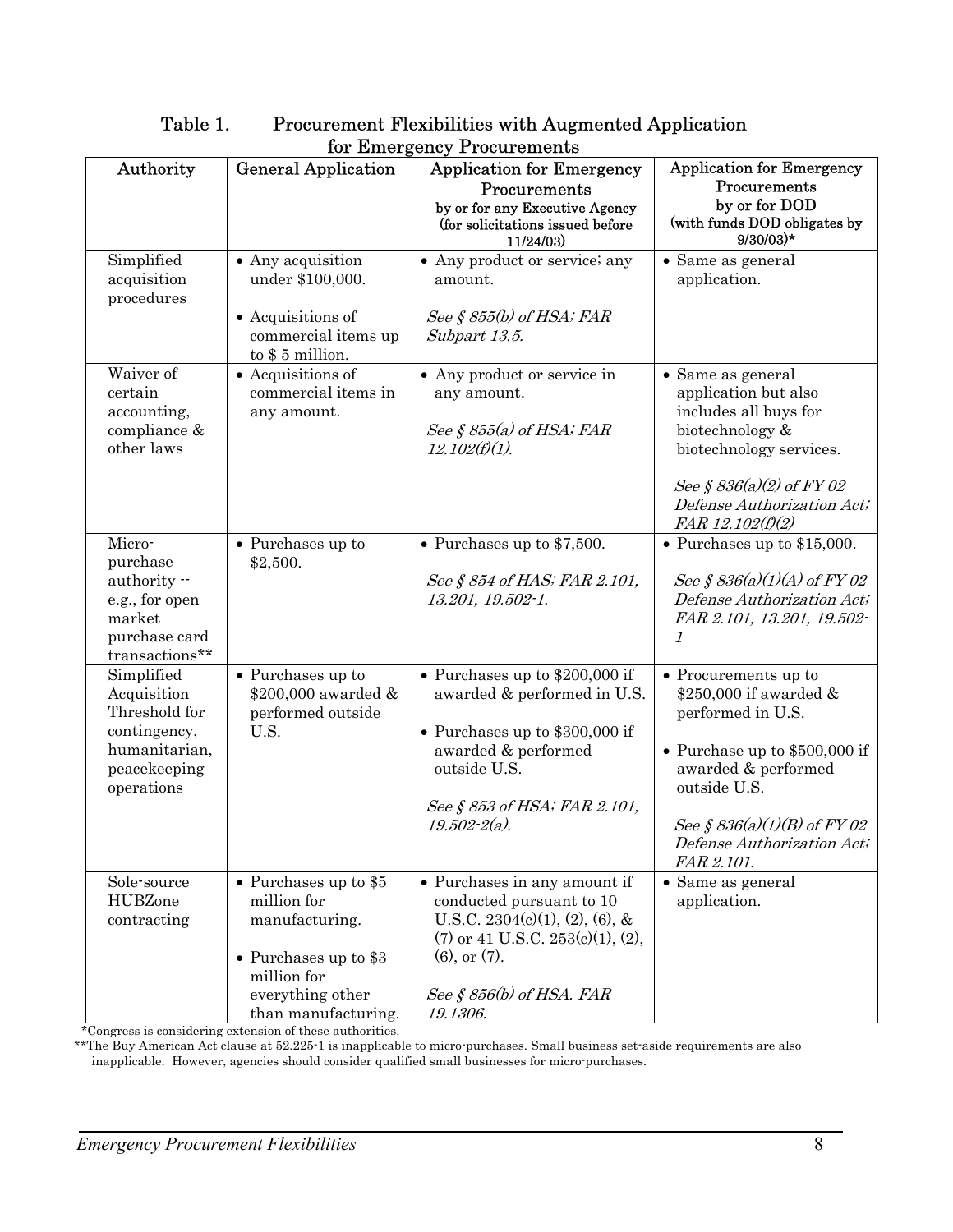# Table 1. Procurement Flexibilities with Augmented Application for Emergency Procurements

| Authority | General Application | Application for Emergency Procurements by or for any Executive Agency (for solicitations issued before 11/24/03) | Application for Emergency Procurements by or for DOD (with funds DOD obligates by 9/30/03)* |
|---|---|---|---|
| Simplified acquisition procedures | • Any acquisition under $100,000.<br>• Acquisitions of commercial items up to $ 5 million. | • Any product or service; any amount.<br>*See § 855(b) of HSA; FAR Subpart 13.5.* | • Same as general application. |
| Waiver of certain accounting, compliance & other laws | • Acquisitions of commercial items in any amount. | • Any product or service in any amount.<br>*See § 855(a) of HSA; FAR 12.102(f)(1).* | • Same as general application but also includes all buys for biotechnology & biotechnology services.<br>*See § 836(a)(2) of FY 02 Defense Authorization Act; FAR 12.102(f)(2)* |
| Micro-purchase authority -- e.g., for open market purchase card transactions** | • Purchases up to $2,500. | • Purchases up to $7,500.<br>*See § 854 of HAS; FAR 2.101, 13.201, 19.502-1.* | • Purchases up to $15,000.<br>*See § 836(a)(1)(A) of FY 02 Defense Authorization Act; FAR 2.101, 13.201, 19.502-1* |
| Simplified Acquisition Threshold for contingency, humanitarian, peacekeeping operations | • Purchases up to $200,000 awarded & performed outside U.S. | • Purchases up to $200,000 if awarded & performed in U.S.<br>• Purchases up to $300,000 if awarded & performed outside U.S.<br>*See § 853 of HSA; FAR 2.101, 19.502-2(a).* | • Procurements up to $250,000 if awarded & performed in U.S.<br>• Purchase up to $500,000 if awarded & performed outside U.S.<br>*See § 836(a)(1)(B) of FY 02 Defense Authorization Act; FAR 2.101.* |
| Sole-source HUBZone contracting | • Purchases up to $5 million for manufacturing.<br>• Purchases up to $3 million for everything other than manufacturing. | • Purchases in any amount if conducted pursuant to 10 U.S.C. 2304(c)(1), (2), (6), & (7) or 41 U.S.C. 253(c)(1), (2), (6), or (7).<br>*See § 856(b) of HSA. FAR 19.1306.* | • Same as general application. |

*Congress is considering extension of these authorities.

**The Buy American Act clause at 52.225-1 is inapplicable to micro-purchases. Small business set-aside requirements are also inapplicable. However, agencies should consider qualified small businesses for micro-purchases.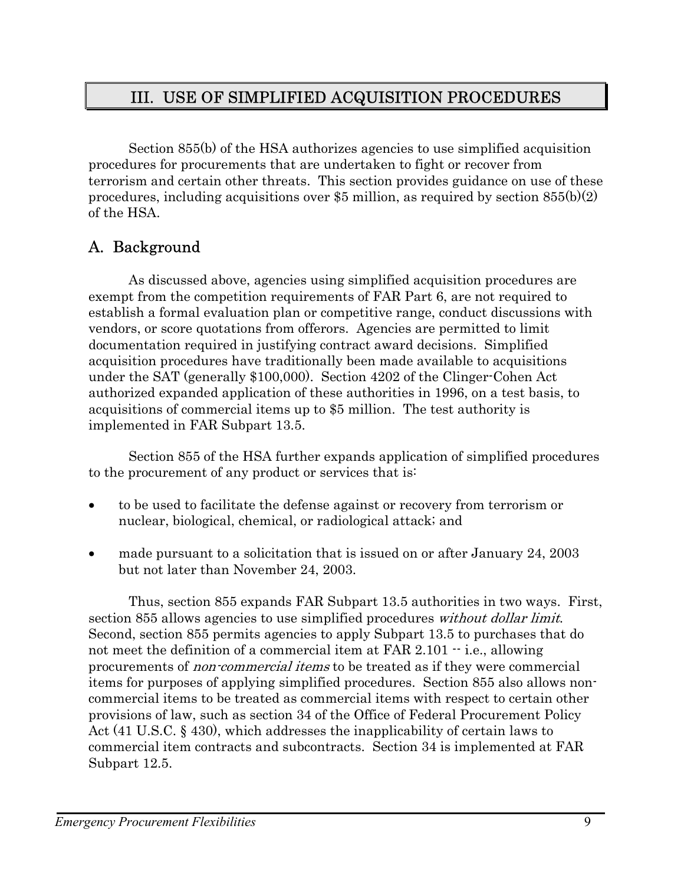# III. USE OF SIMPLIFIED ACQUISITION PROCEDURES

Section 855(b) of the HSA authorizes agencies to use simplified acquisition procedures for procurements that are undertaken to fight or recover from terrorism and certain other threats. This section provides guidance on use of these procedures, including acquisitions over $5 million, as required by section 855(b)(2) of the HSA.

## A. Background

As discussed above, agencies using simplified acquisition procedures are exempt from the competition requirements of FAR Part 6, are not required to establish a formal evaluation plan or competitive range, conduct discussions with vendors, or score quotations from offerors. Agencies are permitted to limit documentation required in justifying contract award decisions. Simplified acquisition procedures have traditionally been made available to acquisitions under the SAT (generally $100,000). Section 4202 of the Clinger-Cohen Act authorized expanded application of these authorities in 1996, on a test basis, to acquisitions of commercial items up to $5 million. The test authority is implemented in FAR Subpart 13.5.

Section 855 of the HSA further expands application of simplified procedures to the procurement of any product or services that is:

- to be used to facilitate the defense against or recovery from terrorism or nuclear, biological, chemical, or radiological attack; and
- made pursuant to a solicitation that is issued on or after January 24, 2003 but not later than November 24, 2003.

Thus, section 855 expands FAR Subpart 13.5 authorities in two ways. First, section 855 allows agencies to use simplified procedures *without dollar limit*. Second, section 855 permits agencies to apply Subpart 13.5 to purchases that do not meet the definition of a commercial item at FAR 2.101 -- i.e., allowing procurements of *non-commercial items* to be treated as if they were commercial items for purposes of applying simplified procedures. Section 855 also allows non-commercial items to be treated as commercial items with respect to certain other provisions of law, such as section 34 of the Office of Federal Procurement Policy Act (41 U.S.C. § 430), which addresses the inapplicability of certain laws to commercial item contracts and subcontracts. Section 34 is implemented at FAR Subpart 12.5.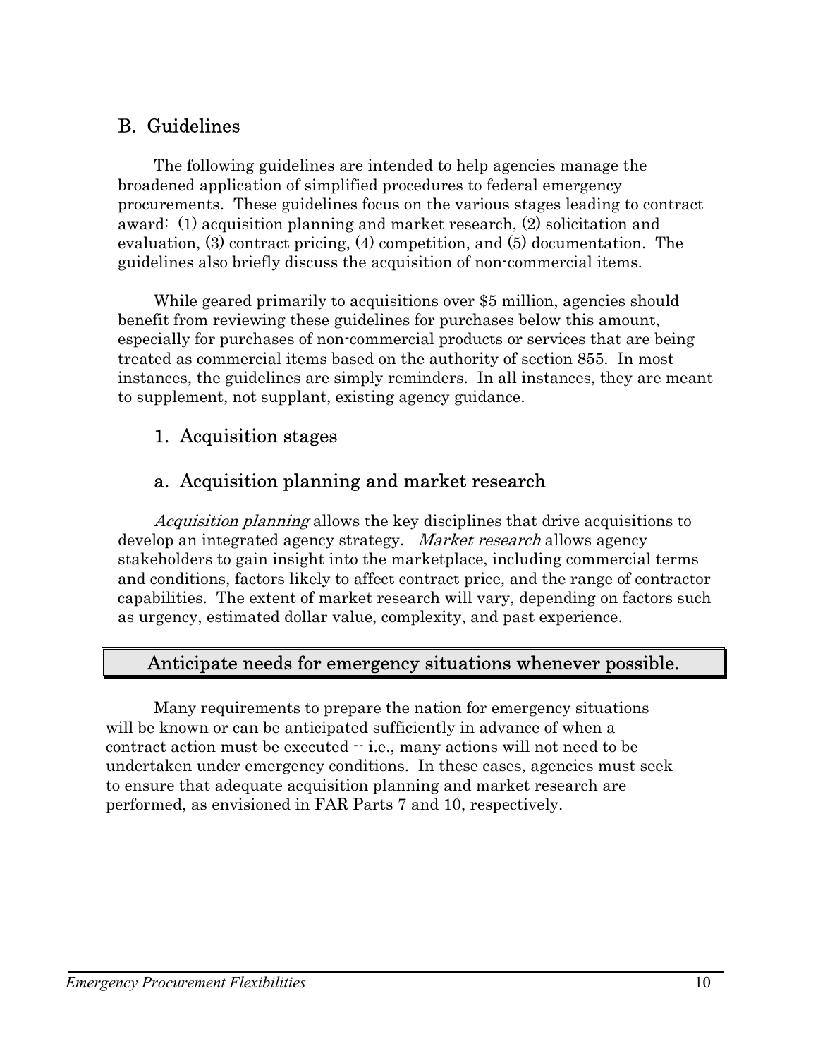## B. Guidelines

The following guidelines are intended to help agencies manage the broadened application of simplified procedures to federal emergency procurements. These guidelines focus on the various stages leading to contract award: (1) acquisition planning and market research, (2) solicitation and evaluation, (3) contract pricing, (4) competition, and (5) documentation. The guidelines also briefly discuss the acquisition of non-commercial items.

While geared primarily to acquisitions over $5 million, agencies should benefit from reviewing these guidelines for purchases below this amount, especially for purchases of non-commercial products or services that are being treated as commercial items based on the authority of section 855. In most instances, the guidelines are simply reminders. In all instances, they are meant to supplement, not supplant, existing agency guidance.

### 1. Acquisition stages

### a. Acquisition planning and market research

*Acquisition planning* allows the key disciplines that drive acquisitions to develop an integrated agency strategy. *Market research* allows agency stakeholders to gain insight into the marketplace, including commercial terms and conditions, factors likely to affect contract price, and the range of contractor capabilities. The extent of market research will vary, depending on factors such as urgency, estimated dollar value, complexity, and past experience.

**Anticipate needs for emergency situations whenever possible.**

Many requirements to prepare the nation for emergency situations will be known or can be anticipated sufficiently in advance of when a contract action must be executed -- i.e., many actions will not need to be undertaken under emergency conditions. In these cases, agencies must seek to ensure that adequate acquisition planning and market research are performed, as envisioned in FAR Parts 7 and 10, respectively.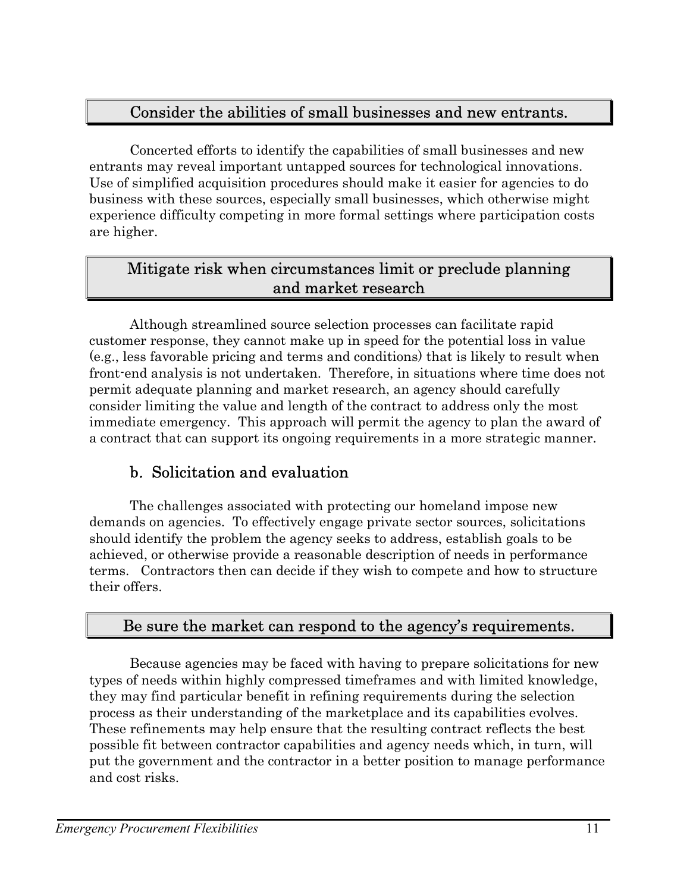### Consider the abilities of small businesses and new entrants.

Concerted efforts to identify the capabilities of small businesses and new entrants may reveal important untapped sources for technological innovations. Use of simplified acquisition procedures should make it easier for agencies to do business with these sources, especially small businesses, which otherwise might experience difficulty competing in more formal settings where participation costs are higher.

### Mitigate risk when circumstances limit or preclude planning and market research

Although streamlined source selection processes can facilitate rapid customer response, they cannot make up in speed for the potential loss in value (e.g., less favorable pricing and terms and conditions) that is likely to result when front-end analysis is not undertaken. Therefore, in situations where time does not permit adequate planning and market research, an agency should carefully consider limiting the value and length of the contract to address only the most immediate emergency. This approach will permit the agency to plan the award of a contract that can support its ongoing requirements in a more strategic manner.

## b. Solicitation and evaluation

The challenges associated with protecting our homeland impose new demands on agencies. To effectively engage private sector sources, solicitations should identify the problem the agency seeks to address, establish goals to be achieved, or otherwise provide a reasonable description of needs in performance terms. Contractors then can decide if they wish to compete and how to structure their offers.

### Be sure the market can respond to the agency's requirements.

Because agencies may be faced with having to prepare solicitations for new types of needs within highly compressed timeframes and with limited knowledge, they may find particular benefit in refining requirements during the selection process as their understanding of the marketplace and its capabilities evolves. These refinements may help ensure that the resulting contract reflects the best possible fit between contractor capabilities and agency needs which, in turn, will put the government and the contractor in a better position to manage performance and cost risks.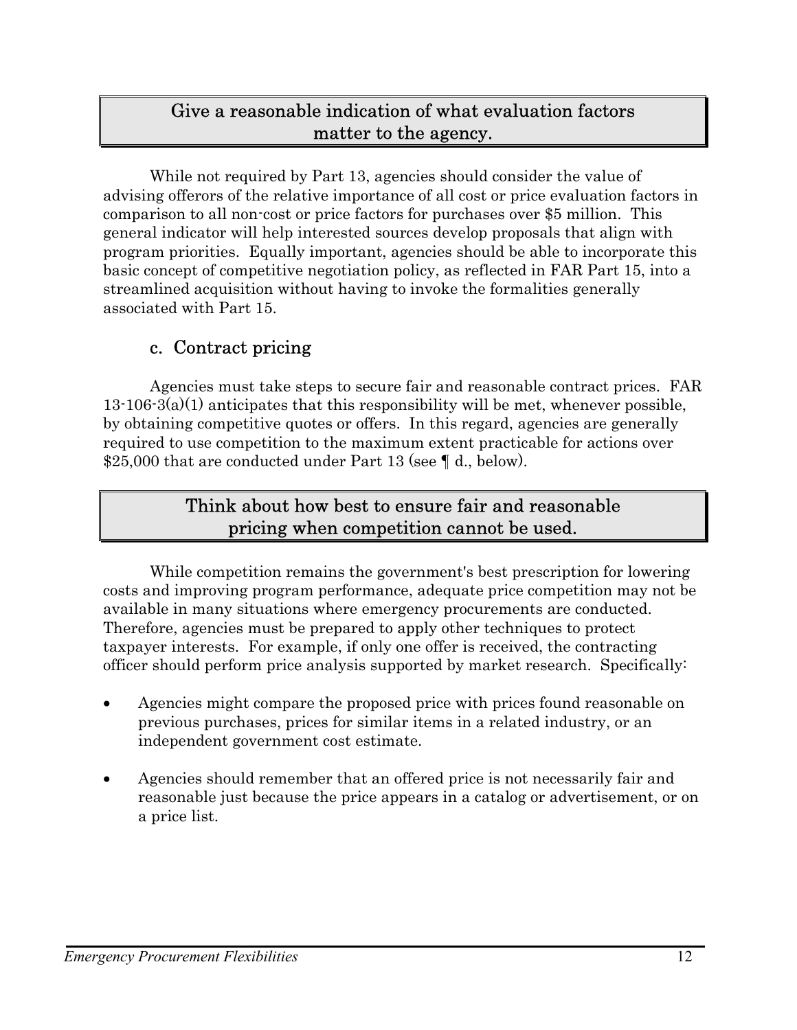**Give a reasonable indication of what evaluation factors matter to the agency.**

While not required by Part 13, agencies should consider the value of advising offerors of the relative importance of all cost or price evaluation factors in comparison to all non-cost or price factors for purchases over $5 million. This general indicator will help interested sources develop proposals that align with program priorities. Equally important, agencies should be able to incorporate this basic concept of competitive negotiation policy, as reflected in FAR Part 15, into a streamlined acquisition without having to invoke the formalities generally associated with Part 15.

### c. Contract pricing

Agencies must take steps to secure fair and reasonable contract prices. FAR 13-106-3(a)(1) anticipates that this responsibility will be met, whenever possible, by obtaining competitive quotes or offers. In this regard, agencies are generally required to use competition to the maximum extent practicable for actions over $25,000 that are conducted under Part 13 (see ¶ d., below).

**Think about how best to ensure fair and reasonable pricing when competition cannot be used.**

While competition remains the government's best prescription for lowering costs and improving program performance, adequate price competition may not be available in many situations where emergency procurements are conducted. Therefore, agencies must be prepared to apply other techniques to protect taxpayer interests. For example, if only one offer is received, the contracting officer should perform price analysis supported by market research. Specifically:

- Agencies might compare the proposed price with prices found reasonable on previous purchases, prices for similar items in a related industry, or an independent government cost estimate.
- Agencies should remember that an offered price is not necessarily fair and reasonable just because the price appears in a catalog or advertisement, or on a price list.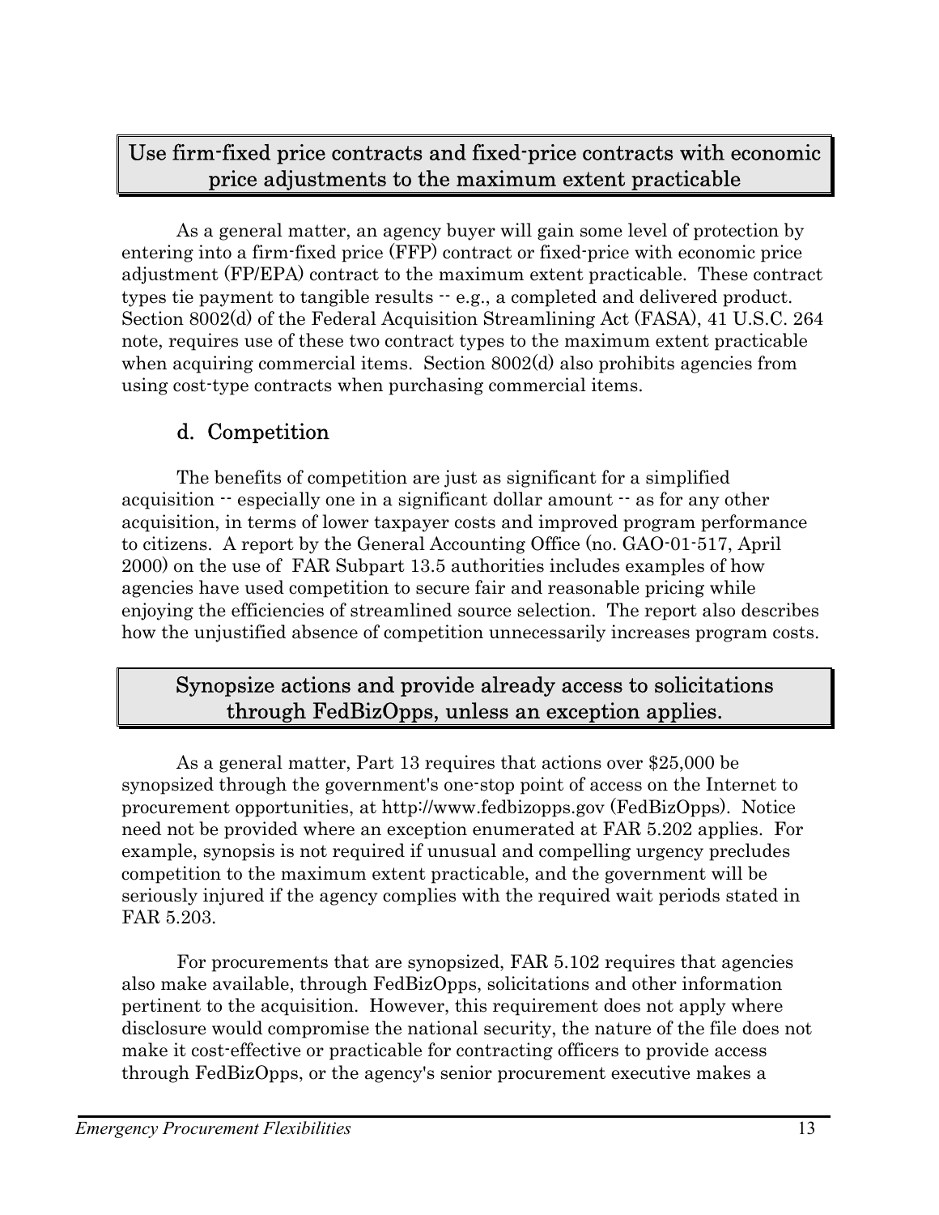**Use firm-fixed price contracts and fixed-price contracts with economic price adjustments to the maximum extent practicable**

As a general matter, an agency buyer will gain some level of protection by entering into a firm-fixed price (FFP) contract or fixed-price with economic price adjustment (FP/EPA) contract to the maximum extent practicable. These contract types tie payment to tangible results -- e.g., a completed and delivered product. Section 8002(d) of the Federal Acquisition Streamlining Act (FASA), 41 U.S.C. 264 note, requires use of these two contract types to the maximum extent practicable when acquiring commercial items. Section 8002(d) also prohibits agencies from using cost-type contracts when purchasing commercial items.

### d. Competition

The benefits of competition are just as significant for a simplified acquisition -- especially one in a significant dollar amount -- as for any other acquisition, in terms of lower taxpayer costs and improved program performance to citizens. A report by the General Accounting Office (no. GAO-01-517, April 2000) on the use of FAR Subpart 13.5 authorities includes examples of how agencies have used competition to secure fair and reasonable pricing while enjoying the efficiencies of streamlined source selection. The report also describes how the unjustified absence of competition unnecessarily increases program costs.

**Synopsize actions and provide already access to solicitations through FedBizOpps, unless an exception applies.**

As a general matter, Part 13 requires that actions over $25,000 be synopsized through the government's one-stop point of access on the Internet to procurement opportunities, at http://www.fedbizopps.gov (FedBizOpps). Notice need not be provided where an exception enumerated at FAR 5.202 applies. For example, synopsis is not required if unusual and compelling urgency precludes competition to the maximum extent practicable, and the government will be seriously injured if the agency complies with the required wait periods stated in FAR 5.203.

For procurements that are synopsized, FAR 5.102 requires that agencies also make available, through FedBizOpps, solicitations and other information pertinent to the acquisition. However, this requirement does not apply where disclosure would compromise the national security, the nature of the file does not make it cost-effective or practicable for contracting officers to provide access through FedBizOpps, or the agency's senior procurement executive makes a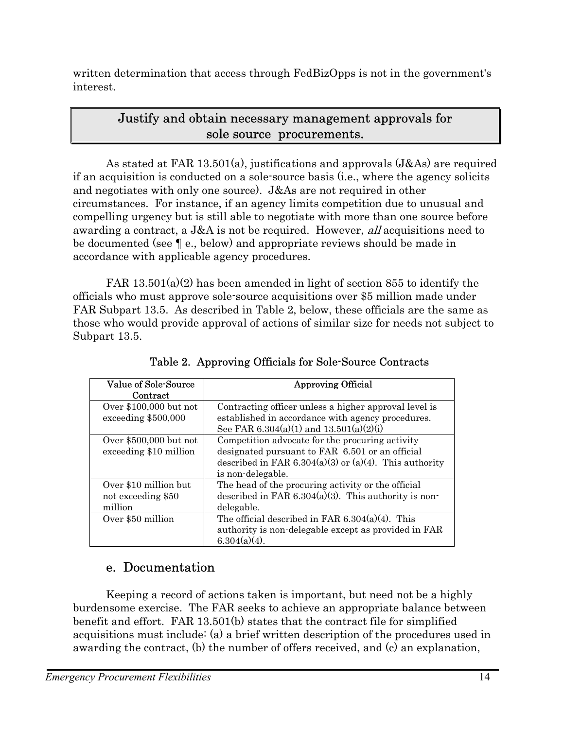written determination that access through FedBizOpps is not in the government's interest.

## Justify and obtain necessary management approvals for sole source procurements.

As stated at FAR 13.501(a), justifications and approvals (J&As) are required if an acquisition is conducted on a sole-source basis (i.e., where the agency solicits and negotiates with only one source). J&As are not required in other circumstances. For instance, if an agency limits competition due to unusual and compelling urgency but is still able to negotiate with more than one source before awarding a contract, a J&A is not be required. However, *all* acquisitions need to be documented (see ¶ e., below) and appropriate reviews should be made in accordance with applicable agency procedures.

FAR 13.501(a)(2) has been amended in light of section 855 to identify the officials who must approve sole-source acquisitions over $5 million made under FAR Subpart 13.5. As described in Table 2, below, these officials are the same as those who would provide approval of actions of similar size for needs not subject to Subpart 13.5.

Table 2. Approving Officials for Sole-Source Contracts

| Value of Sole-Source Contract | Approving Official |
| --- | --- |
| Over $100,000 but not exceeding $500,000 | Contracting officer unless a higher approval level is established in accordance with agency procedures. See FAR 6.304(a)(1) and 13.501(a)(2)(i) |
| Over $500,000 but not exceeding $10 million | Competition advocate for the procuring activity designated pursuant to FAR 6.501 or an official described in FAR 6.304(a)(3) or (a)(4). This authority is non-delegable. |
| Over $10 million but not exceeding $50 million | The head of the procuring activity or the official described in FAR 6.304(a)(3). This authority is non-delegable. |
| Over $50 million | The official described in FAR 6.304(a)(4). This authority is non-delegable except as provided in FAR 6.304(a)(4). |

## e. Documentation

Keeping a record of actions taken is important, but need not be a highly burdensome exercise. The FAR seeks to achieve an appropriate balance between benefit and effort. FAR 13.501(b) states that the contract file for simplified acquisitions must include: (a) a brief written description of the procedures used in awarding the contract, (b) the number of offers received, and (c) an explanation,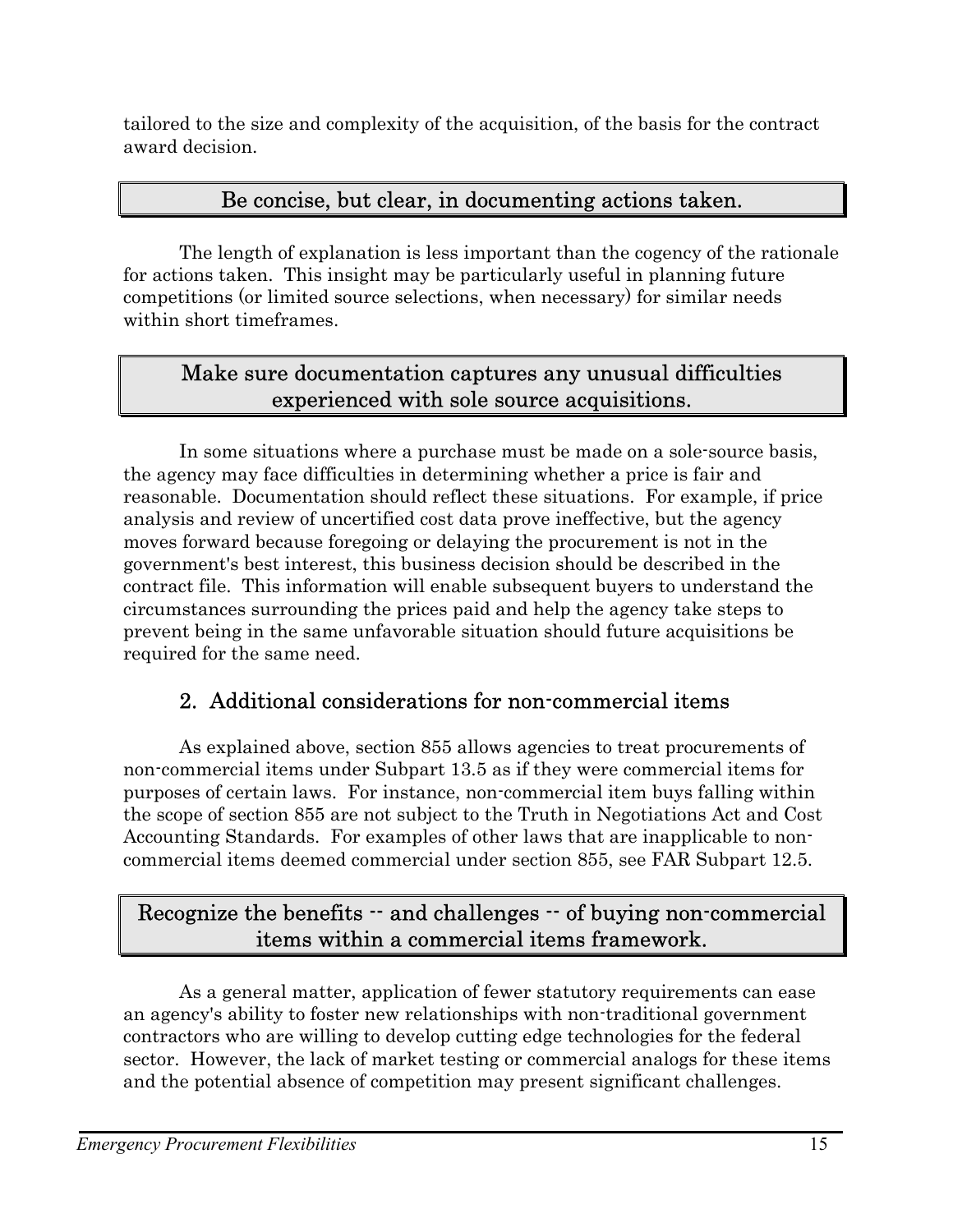tailored to the size and complexity of the acquisition, of the basis for the contract award decision.

### Be concise, but clear, in documenting actions taken.

The length of explanation is less important than the cogency of the rationale for actions taken. This insight may be particularly useful in planning future competitions (or limited source selections, when necessary) for similar needs within short timeframes.

### Make sure documentation captures any unusual difficulties experienced with sole source acquisitions.

In some situations where a purchase must be made on a sole-source basis, the agency may face difficulties in determining whether a price is fair and reasonable. Documentation should reflect these situations. For example, if price analysis and review of uncertified cost data prove ineffective, but the agency moves forward because foregoing or delaying the procurement is not in the government's best interest, this business decision should be described in the contract file. This information will enable subsequent buyers to understand the circumstances surrounding the prices paid and help the agency take steps to prevent being in the same unfavorable situation should future acquisitions be required for the same need.

## 2. Additional considerations for non-commercial items

As explained above, section 855 allows agencies to treat procurements of non-commercial items under Subpart 13.5 as if they were commercial items for purposes of certain laws. For instance, non-commercial item buys falling within the scope of section 855 are not subject to the Truth in Negotiations Act and Cost Accounting Standards. For examples of other laws that are inapplicable to non-commercial items deemed commercial under section 855, see FAR Subpart 12.5.

### Recognize the benefits -- and challenges -- of buying non-commercial items within a commercial items framework.

As a general matter, application of fewer statutory requirements can ease an agency's ability to foster new relationships with non-traditional government contractors who are willing to develop cutting edge technologies for the federal sector. However, the lack of market testing or commercial analogs for these items and the potential absence of competition may present significant challenges.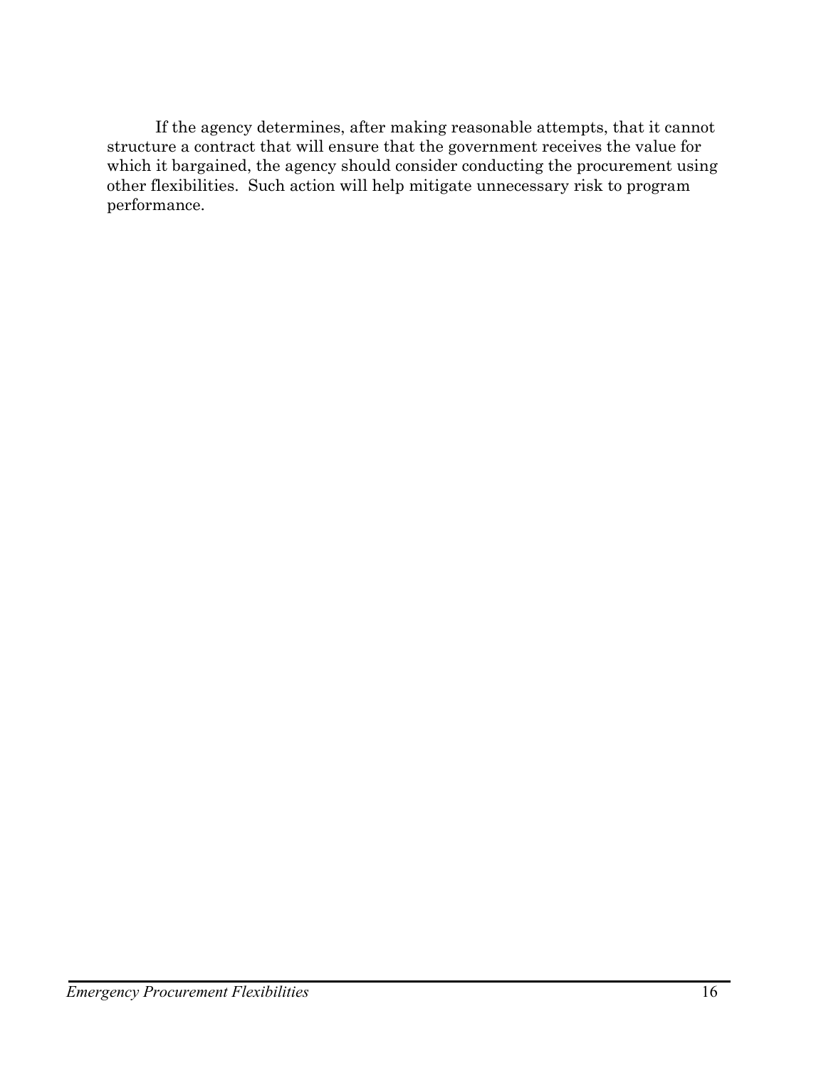If the agency determines, after making reasonable attempts, that it cannot structure a contract that will ensure that the government receives the value for which it bargained, the agency should consider conducting the procurement using other flexibilities. Such action will help mitigate unnecessary risk to program performance.